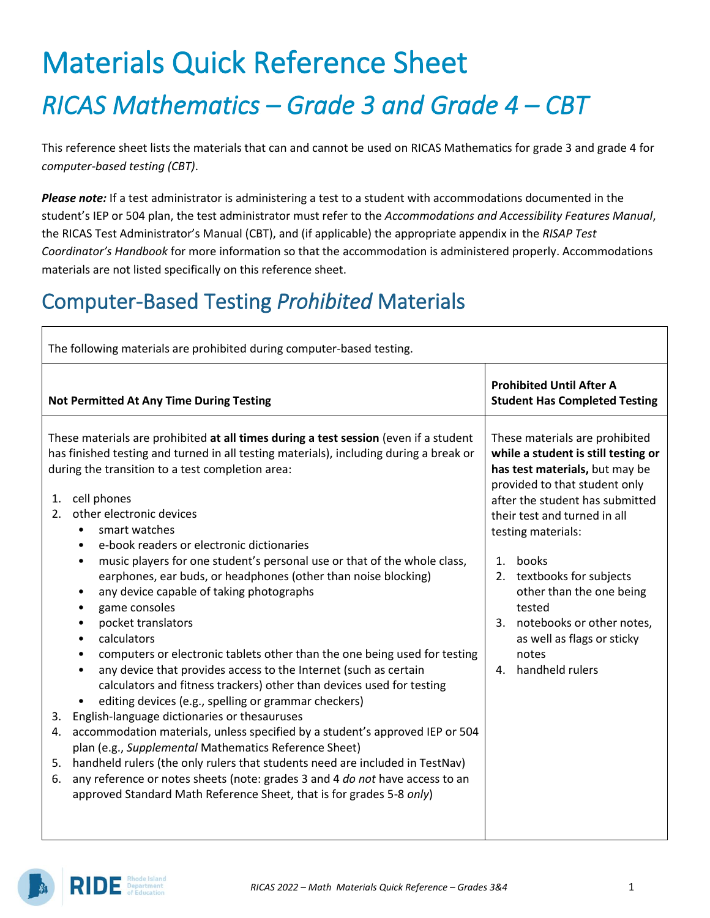# Materials Quick Reference Sheet

## *RICAS Mathematics – Grade 3 and Grade 4 – CBT*

This reference sheet lists the materials that can and cannot be used on RICAS Mathematics for grade 3 and grade 4 for *computer-based testing (CBT)*.

***Please note:*** If a test administrator is administering a test to a student with accommodations documented in the student's IEP or 504 plan, the test administrator must refer to the *Accommodations and Accessibility Features Manual*, the RICAS Test Administrator's Manual (CBT), and (if applicable) the appropriate appendix in the *RISAP Test Coordinator's Handbook* for more information so that the accommodation is administered properly. Accommodations materials are not listed specifically on this reference sheet.

## Computer-Based Testing *Prohibited* Materials

The following materials are prohibited during computer-based testing.

| **Not Permitted At Any Time During Testing** | **Prohibited Until After A Student Has Completed Testing** |
|---|---|
| These materials are prohibited **at all times during a test session** (even if a student has finished testing and turned in all testing materials), including during a break or during the transition to a test completion area:<br><br>1. cell phones<br>2. other electronic devices<br>• smart watches<br>• e-book readers or electronic dictionaries<br>• music players for one student's personal use or that of the whole class, earphones, ear buds, or headphones (other than noise blocking)<br>• any device capable of taking photographs<br>• game consoles<br>• pocket translators<br>• calculators<br>• computers or electronic tablets other than the one being used for testing<br>• any device that provides access to the Internet (such as certain calculators and fitness trackers) other than devices used for testing<br>• editing devices (e.g., spelling or grammar checkers)<br>3. English-language dictionaries or thesauruses<br>4. accommodation materials, unless specified by a student's approved IEP or 504 plan (e.g., *Supplemental* Mathematics Reference Sheet)<br>5. handheld rulers (the only rulers that students need are included in TestNav)<br>6. any reference or notes sheets (note: grades 3 and 4 *do not* have access to an approved Standard Math Reference Sheet, that is for grades 5-8 *only*) | These materials are prohibited **while a student is still testing or has test materials,** but may be provided to that student only after the student has submitted their test and turned in all testing materials:<br><br>1. books<br>2. textbooks for subjects other than the one being tested<br>3. notebooks or other notes, as well as flags or sticky notes<br>4. handheld rulers |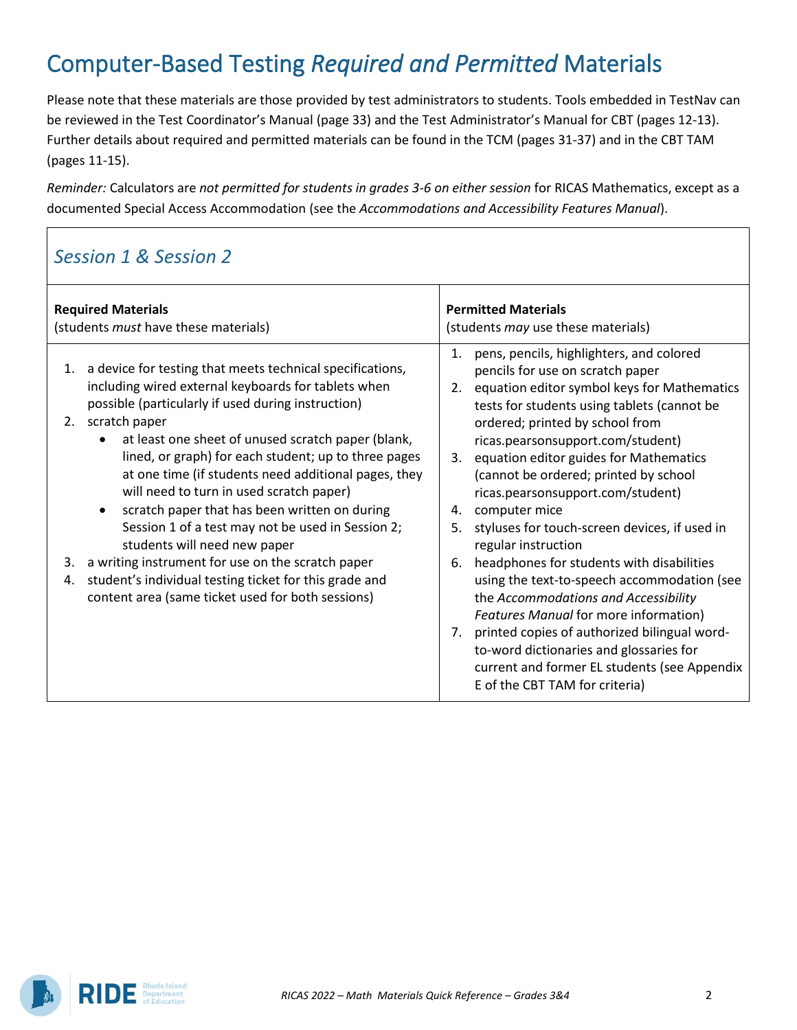# Computer-Based Testing *Required and Permitted* Materials

Please note that these materials are those provided by test administrators to students. Tools embedded in TestNav can be reviewed in the Test Coordinator's Manual (page 33) and the Test Administrator's Manual for CBT (pages 12-13). Further details about required and permitted materials can be found in the TCM (pages 31-37) and in the CBT TAM (pages 11-15).

*Reminder:* Calculators are *not permitted for students in grades 3-6 on either session* for RICAS Mathematics, except as a documented Special Access Accommodation (see the *Accommodations and Accessibility Features Manual*).

## *Session 1 & Session 2*

| **Required Materials** (students *must* have these materials) | **Permitted Materials** (students *may* use these materials) |
|---|---|
| 1. a device for testing that meets technical specifications, including wired external keyboards for tablets when possible (particularly if used during instruction)<br>2. scratch paper<br>• at least one sheet of unused scratch paper (blank, lined, or graph) for each student; up to three pages at one time (if students need additional pages, they will need to turn in used scratch paper)<br>• scratch paper that has been written on during Session 1 of a test may not be used in Session 2; students will need new paper<br>3. a writing instrument for use on the scratch paper<br>4. student's individual testing ticket for this grade and content area (same ticket used for both sessions) | 1. pens, pencils, highlighters, and colored pencils for use on scratch paper<br>2. equation editor symbol keys for Mathematics tests for students using tablets (cannot be ordered; printed by school from ricas.pearsonsupport.com/student)<br>3. equation editor guides for Mathematics (cannot be ordered; printed by school ricas.pearsonsupport.com/student)<br>4. computer mice<br>5. styluses for touch-screen devices, if used in regular instruction<br>6. headphones for students with disabilities using the text-to-speech accommodation (see the *Accommodations and Accessibility Features Manual* for more information)<br>7. printed copies of authorized bilingual word-to-word dictionaries and glossaries for current and former EL students (see Appendix E of the CBT TAM for criteria) |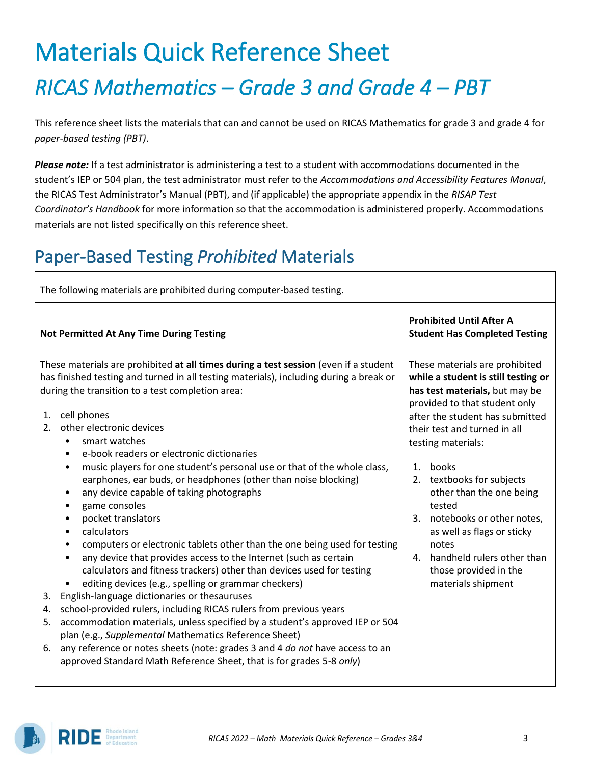# Materials Quick Reference Sheet

## *RICAS Mathematics – Grade 3 and Grade 4 – PBT*

This reference sheet lists the materials that can and cannot be used on RICAS Mathematics for grade 3 and grade 4 for *paper-based testing (PBT)*.

***Please note:*** If a test administrator is administering a test to a student with accommodations documented in the student's IEP or 504 plan, the test administrator must refer to the *Accommodations and Accessibility Features Manual*, the RICAS Test Administrator's Manual (PBT), and (if applicable) the appropriate appendix in the *RISAP Test Coordinator's Handbook* for more information so that the accommodation is administered properly. Accommodations materials are not listed specifically on this reference sheet.

## Paper-Based Testing *Prohibited* Materials

The following materials are prohibited during computer-based testing.

| **Not Permitted At Any Time During Testing** | **Prohibited Until After A Student Has Completed Testing** |
|---|---|
| These materials are prohibited **at all times during a test session** (even if a student has finished testing and turned in all testing materials), including during a break or during the transition to a test completion area:<br><br>1. cell phones<br>2. other electronic devices<br>• smart watches<br>• e-book readers or electronic dictionaries<br>• music players for one student's personal use or that of the whole class, earphones, ear buds, or headphones (other than noise blocking)<br>• any device capable of taking photographs<br>• game consoles<br>• pocket translators<br>• calculators<br>• computers or electronic tablets other than the one being used for testing<br>• any device that provides access to the Internet (such as certain calculators and fitness trackers) other than devices used for testing<br>• editing devices (e.g., spelling or grammar checkers)<br>3. English-language dictionaries or thesauruses<br>4. school-provided rulers, including RICAS rulers from previous years<br>5. accommodation materials, unless specified by a student's approved IEP or 504 plan (e.g., *Supplemental* Mathematics Reference Sheet)<br>6. any reference or notes sheets (note: grades 3 and 4 *do not* have access to an approved Standard Math Reference Sheet, that is for grades 5-8 *only*) | These materials are prohibited **while a student is still testing or has test materials,** but may be provided to that student only after the student has submitted their test and turned in all testing materials:<br><br>1. books<br>2. textbooks for subjects other than the one being tested<br>3. notebooks or other notes, as well as flags or sticky notes<br>4. handheld rulers other than those provided in the materials shipment |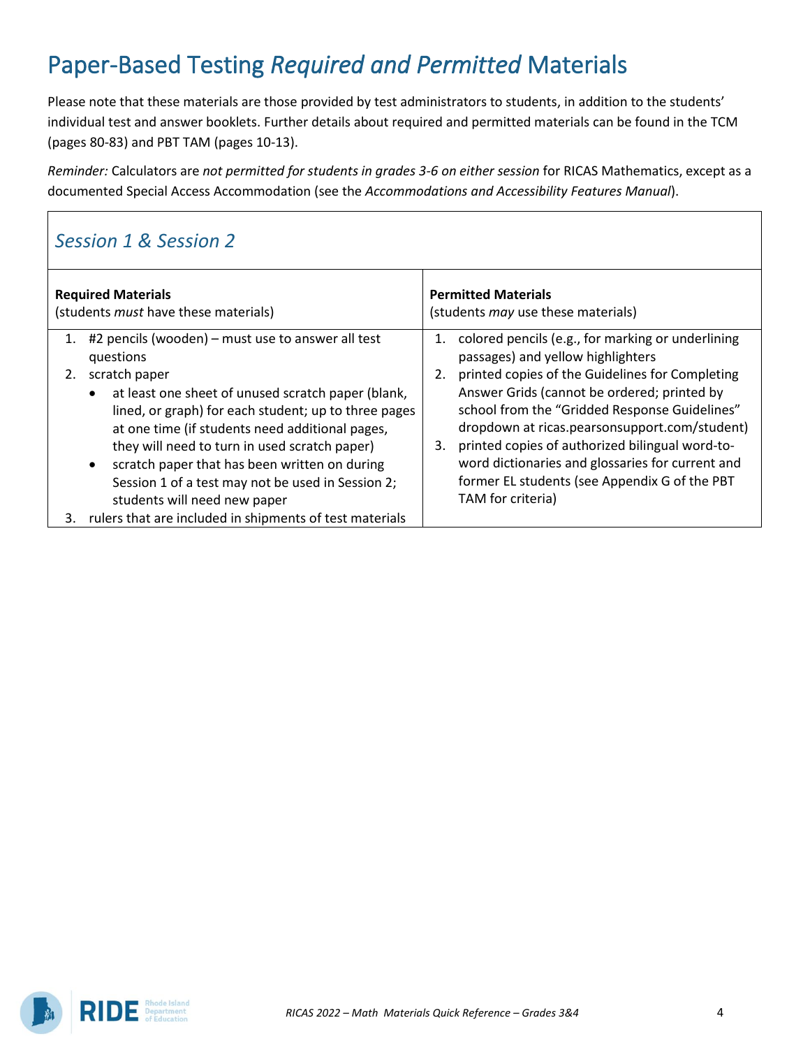# Paper-Based Testing *Required and Permitted* Materials

Please note that these materials are those provided by test administrators to students, in addition to the students' individual test and answer booklets. Further details about required and permitted materials can be found in the TCM (pages 80-83) and PBT TAM (pages 10-13).

*Reminder:* Calculators are *not permitted for students in grades 3-6 on either session* for RICAS Mathematics, except as a documented Special Access Accommodation (see the *Accommodations and Accessibility Features Manual*).

## *Session 1 & Session 2*

| **Required Materials**<br>(students *must* have these materials) | **Permitted Materials**<br>(students *may* use these materials) |
|---|---|
| 1. #2 pencils (wooden) – must use to answer all test questions<br>2. scratch paper<br>• at least one sheet of unused scratch paper (blank, lined, or graph) for each student; up to three pages at one time (if students need additional pages, they will need to turn in used scratch paper)<br>• scratch paper that has been written on during Session 1 of a test may not be used in Session 2; students will need new paper<br>3. rulers that are included in shipments of test materials | 1. colored pencils (e.g., for marking or underlining passages) and yellow highlighters<br>2. printed copies of the Guidelines for Completing Answer Grids (cannot be ordered; printed by school from the "Gridded Response Guidelines" dropdown at ricas.pearsonsupport.com/student)<br>3. printed copies of authorized bilingual word-to-word dictionaries and glossaries for current and former EL students (see Appendix G of the PBT TAM for criteria) |